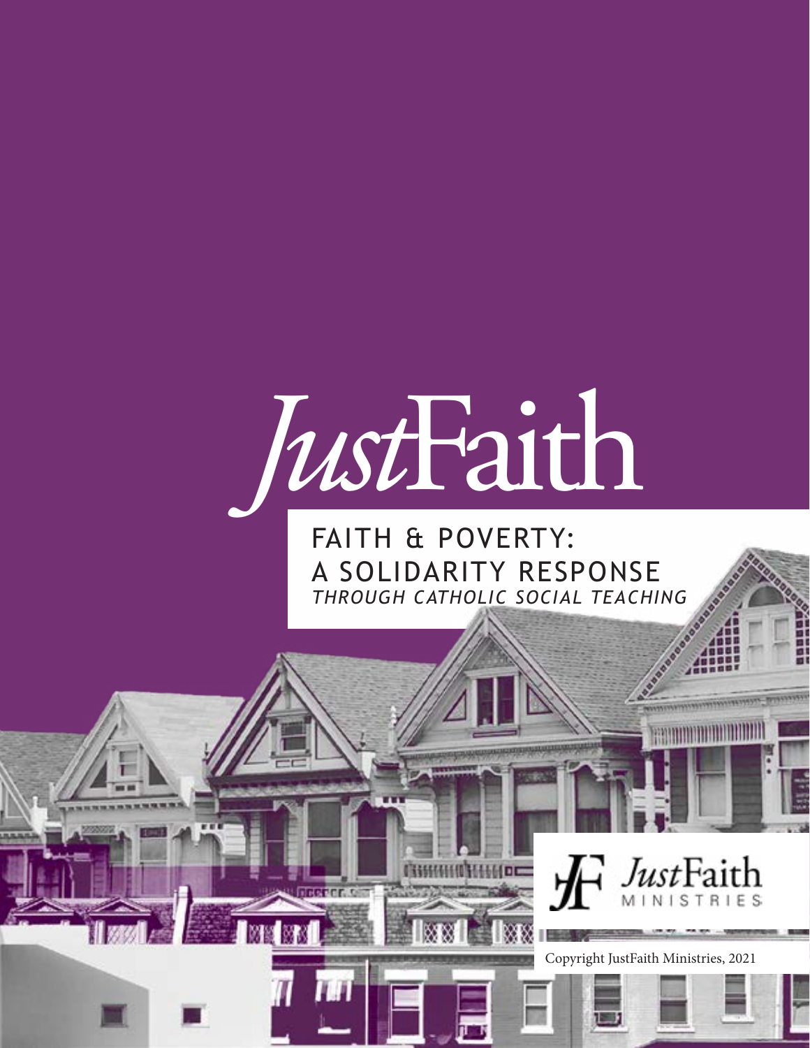# *Just*Faith

## FAITH & POVERTY: A SOLIDARITY RESPONSE

*THROUGH CATHOLIC SOCIAL TEACHING*

*Just*Faith MINISTRIES

Copyright JustFaith Ministries, 2021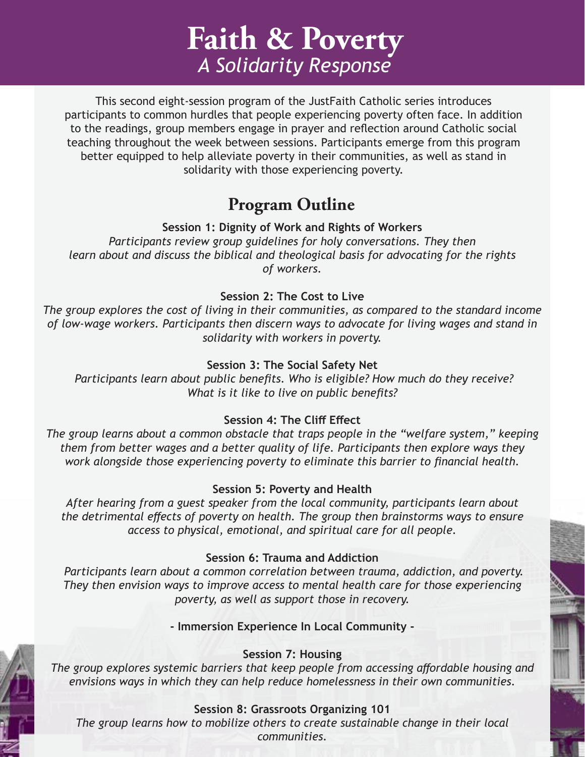# Faith & Poverty

*A Solidarity Response*

This second eight-session program of the JustFaith Catholic series introduces participants to common hurdles that people experiencing poverty often face. In addition to the readings, group members engage in prayer and reflection around Catholic social teaching throughout the week between sessions. Participants emerge from this program better equipped to help alleviate poverty in their communities, as well as stand in solidarity with those experiencing poverty.

## Program Outline

**Session 1: Dignity of Work and Rights of Workers**

*Participants review group guidelines for holy conversations. They then learn about and discuss the biblical and theological basis for advocating for the rights of workers.*

**Session 2: The Cost to Live**

*The group explores the cost of living in their communities, as compared to the standard income of low-wage workers. Participants then discern ways to advocate for living wages and stand in solidarity with workers in poverty.*

**Session 3: The Social Safety Net**

*Participants learn about public benefits. Who is eligible? How much do they receive? What is it like to live on public benefits?*

**Session 4: The Cliff Effect**

*The group learns about a common obstacle that traps people in the "welfare system," keeping them from better wages and a better quality of life. Participants then explore ways they work alongside those experiencing poverty to eliminate this barrier to financial health.*

**Session 5: Poverty and Health**

*After hearing from a guest speaker from the local community, participants learn about the detrimental effects of poverty on health. The group then brainstorms ways to ensure access to physical, emotional, and spiritual care for all people.*

**Session 6: Trauma and Addiction**

*Participants learn about a common correlation between trauma, addiction, and poverty. They then envision ways to improve access to mental health care for those experiencing poverty, as well as support those in recovery.*

**- Immersion Experience In Local Community -**

**Session 7: Housing**

*The group explores systemic barriers that keep people from accessing affordable housing and envisions ways in which they can help reduce homelessness in their own communities.*

**Session 8: Grassroots Organizing 101**

*The group learns how to mobilize others to create sustainable change in their local communities.*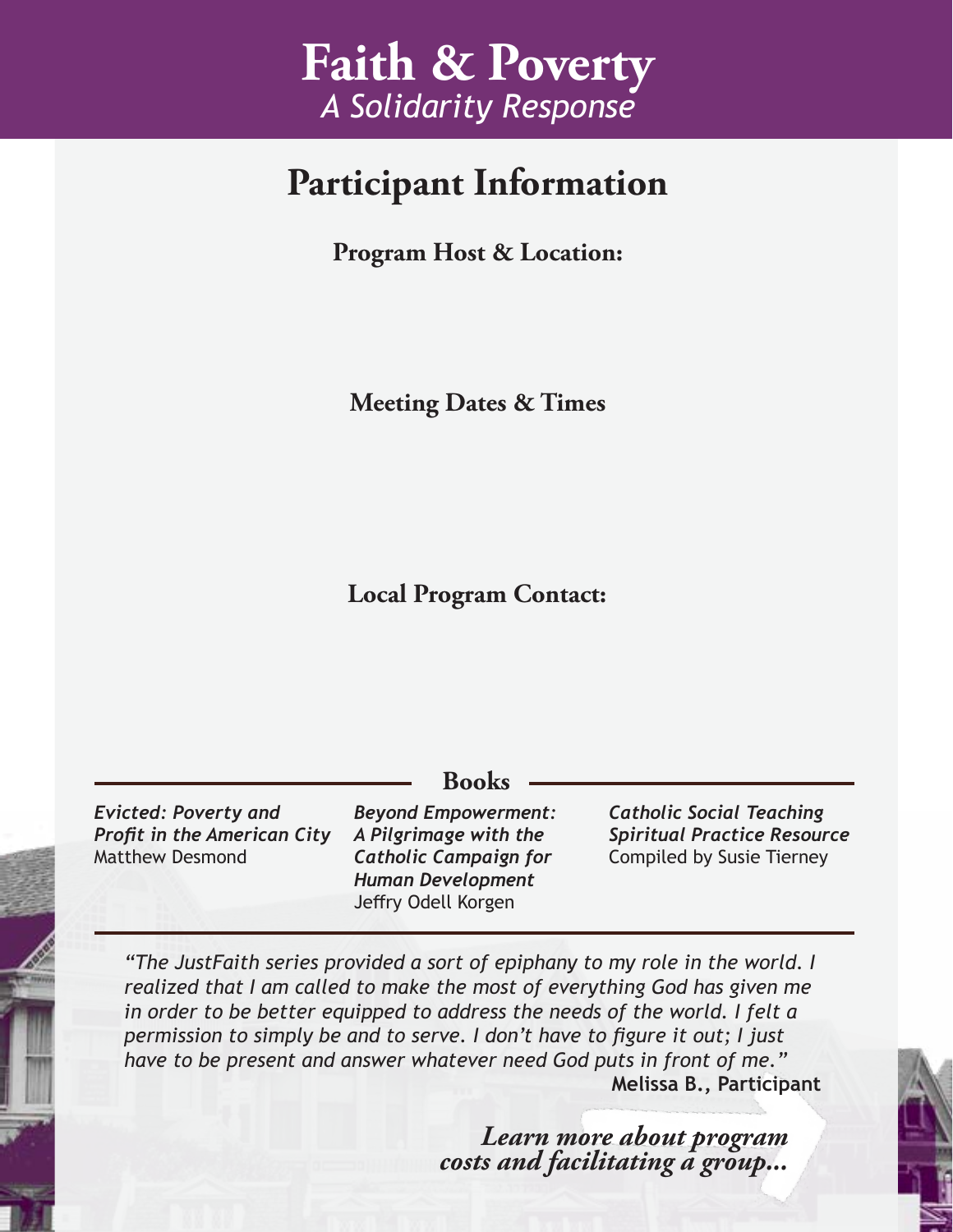# Faith & Poverty
*A Solidarity Response*

## Participant Information

**Program Host & Location:**

**Meeting Dates & Times**

**Local Program Contact:**

### Books

***Evicted: Poverty and Profit in the American City***
Matthew Desmond

***Beyond Empowerment: A Pilgrimage with the Catholic Campaign for Human Development***
Jeffry Odell Korgen

***Catholic Social Teaching Spiritual Practice Resource***
Compiled by Susie Tierney

*"The JustFaith series provided a sort of epiphany to my role in the world. I realized that I am called to make the most of everything God has given me in order to be better equipped to address the needs of the world. I felt a permission to simply be and to serve. I don't have to figure it out; I just have to be present and answer whatever need God puts in front of me."*
**Melissa B., Participant**

***Learn more about program costs and facilitating a group...***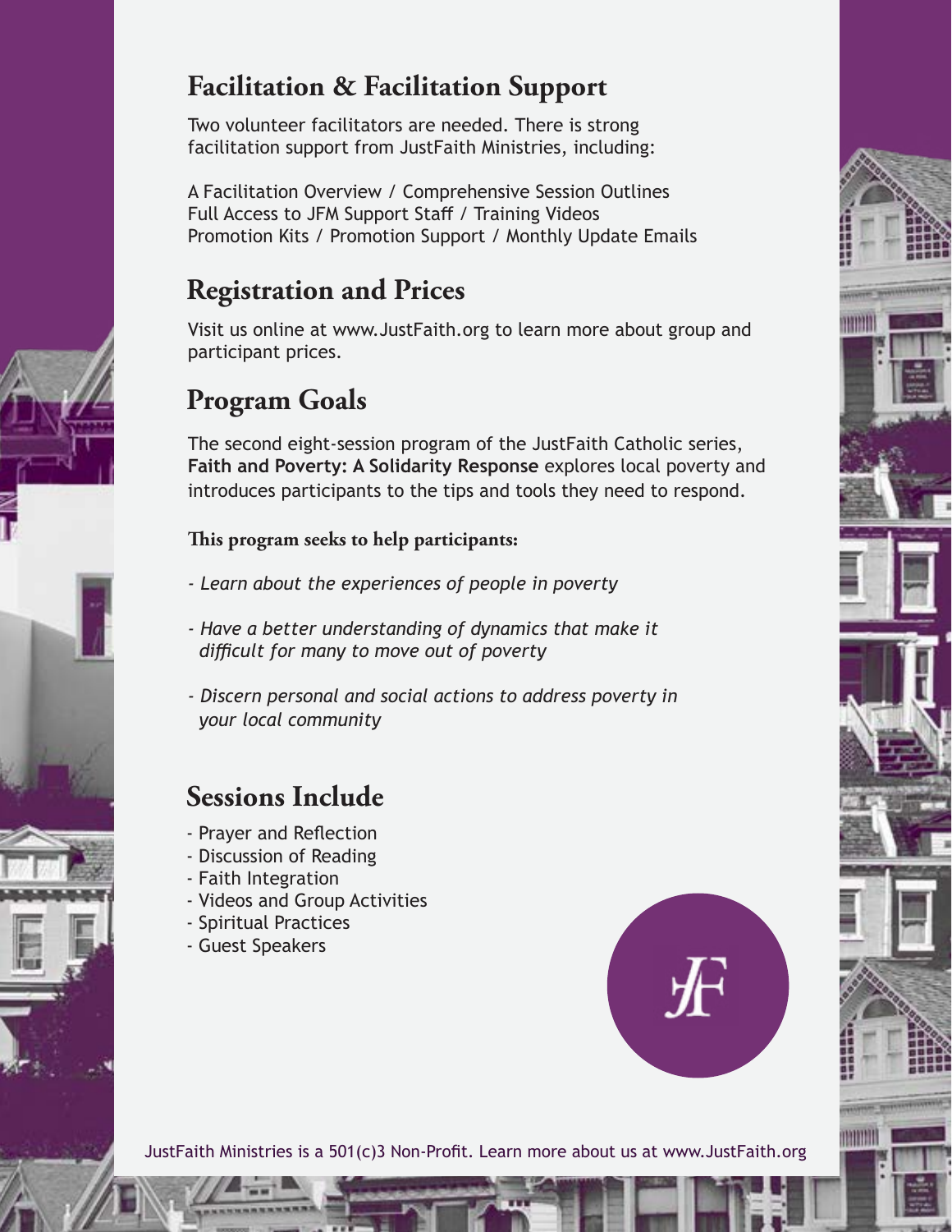## Facilitation & Facilitation Support

Two volunteer facilitators are needed. There is strong facilitation support from JustFaith Ministries, including:

A Facilitation Overview / Comprehensive Session Outlines
Full Access to JFM Support Staff / Training Videos
Promotion Kits / Promotion Support / Monthly Update Emails

## Registration and Prices

Visit us online at www.JustFaith.org to learn more about group and participant prices.

## Program Goals

The second eight-session program of the JustFaith Catholic series, **Faith and Poverty: A Solidarity Response** explores local poverty and introduces participants to the tips and tools they need to respond.

**This program seeks to help participants:**

- *Learn about the experiences of people in poverty*
- *Have a better understanding of dynamics that make it difficult for many to move out of poverty*
- *Discern personal and social actions to address poverty in your local community*

## Sessions Include

- Prayer and Reflection
- Discussion of Reading
- Faith Integration
- Videos and Group Activities
- Spiritual Practices
- Guest Speakers

JustFaith Ministries is a 501(c)3 Non-Profit. Learn more about us at www.JustFaith.org